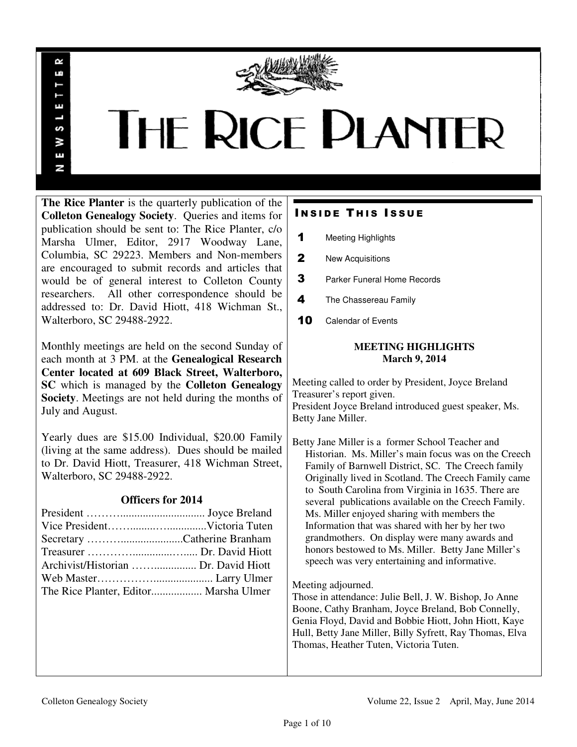# THE RICE PLANTER

NEWSLETTER

**The Rice Planter** is the quarterly publication of the **Colleton Genealogy Society**. Queries and items for publication should be sent to: The Rice Planter, c/o Marsha Ulmer, Editor, 2917 Woodway Lane, Columbia, SC 29223. Members and Non-members are encouraged to submit records and articles that would be of general interest to Colleton County researchers. All other correspondence should be addressed to: Dr. David Hiott, 418 Wichman St., Walterboro, SC 29488-2922.

Monthly meetings are held on the second Sunday of each month at 3 PM. at the **Genealogical Research Center located at 609 Black Street, Walterboro, SC** which is managed by the **Colleton Genealogy Society**. Meetings are not held during the months of July and August.

Yearly dues are $15.00 Individual, $20.00 Family (living at the same address). Dues should be mailed to Dr. David Hiott, Treasurer, 418 Wichman Street, Walterboro, SC 29488-2922.

### Officers for 2014

President ………............................... Joyce Breland
Vice President……........…..............Victoria Tuten
Secretary …………......................Catherine Branham
Treasurer …………….............…..... Dr. David Hiott
Archivist/Historian ……................ Dr. David Hiott
Web Master………………..................... Larry Ulmer
The Rice Planter, Editor.................. Marsha Ulmer

## Inside This Issue

| | |
|---|---|
| 1 | Meeting Highlights |
| 2 | New Acquisitions |
| 3 | Parker Funeral Home Records |
| 4 | The Chassereau Family |
| 10 | Calendar of Events |

### MEETING HIGHLIGHTS
### March 9, 2014

Meeting called to order by President, Joyce Breland
Treasurer's report given.
President Joyce Breland introduced guest speaker, Ms. Betty Jane Miller.

Betty Jane Miller is a former School Teacher and Historian. Ms. Miller's main focus was on the Creech Family of Barnwell District, SC. The Creech family Originally lived in Scotland. The Creech Family came to South Carolina from Virginia in 1635. There are several publications available on the Creech Family. Ms. Miller enjoyed sharing with members the Information that was shared with her by her two grandmothers. On display were many awards and honors bestowed to Ms. Miller. Betty Jane Miller's speech was very entertaining and informative.

Meeting adjourned.
Those in attendance: Julie Bell, J. W. Bishop, Jo Anne Boone, Cathy Branham, Joyce Breland, Bob Connelly, Genia Floyd, David and Bobbie Hiott, John Hiott, Kaye Hull, Betty Jane Miller, Billy Syfrett, Ray Thomas, Elva Thomas, Heather Tuten, Victoria Tuten.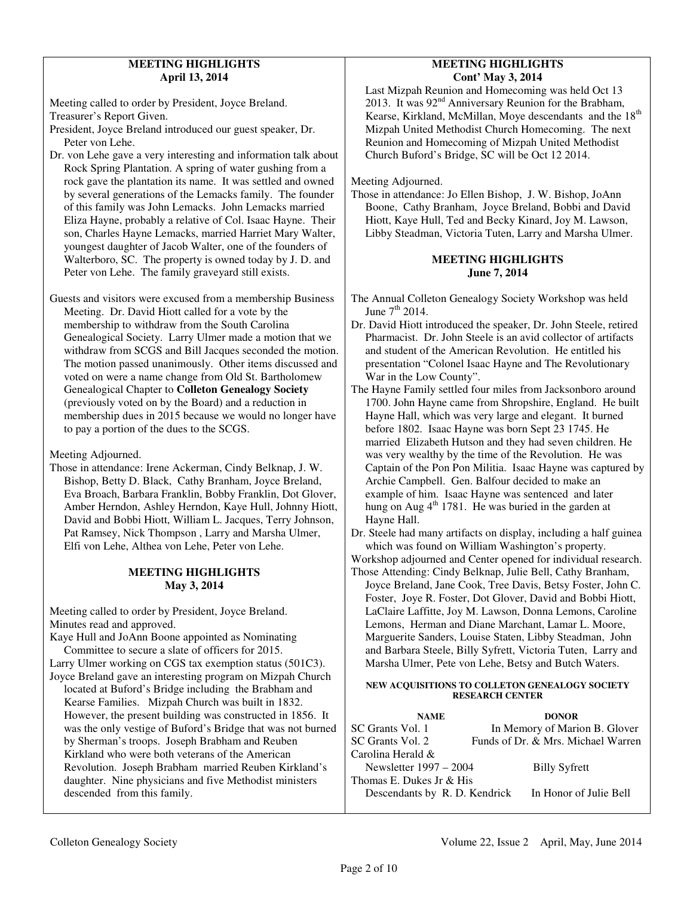## MEETING HIGHLIGHTS
### April 13, 2014

Meeting called to order by President, Joyce Breland.
Treasurer's Report Given.
President, Joyce Breland introduced our guest speaker, Dr. Peter von Lehe.
Dr. von Lehe gave a very interesting and information talk about Rock Spring Plantation. A spring of water gushing from a rock gave the plantation its name. It was settled and owned by several generations of the Lemacks family. The founder of this family was John Lemacks. John Lemacks married Eliza Hayne, probably a relative of Col. Isaac Hayne. Their son, Charles Hayne Lemacks, married Harriet Mary Walter, youngest daughter of Jacob Walter, one of the founders of Walterboro, SC. The property is owned today by J. D. and Peter von Lehe. The family graveyard still exists.

Guests and visitors were excused from a membership Business Meeting. Dr. David Hiott called for a vote by the membership to withdraw from the South Carolina Genealogical Society. Larry Ulmer made a motion that we withdraw from SCGS and Bill Jacques seconded the motion. The motion passed unanimously. Other items discussed and voted on were a name change from Old St. Bartholomew Genealogical Chapter to **Colleton Genealogy Society** (previously voted on by the Board) and a reduction in membership dues in 2015 because we would no longer have to pay a portion of the dues to the SCGS.

Meeting Adjourned.
Those in attendance: Irene Ackerman, Cindy Belknap, J. W. Bishop, Betty D. Black, Cathy Branham, Joyce Breland, Eva Broach, Barbara Franklin, Bobby Franklin, Dot Glover, Amber Herndon, Ashley Herndon, Kaye Hull, Johnny Hiott, David and Bobbi Hiott, William L. Jacques, Terry Johnson, Pat Ramsey, Nick Thompson , Larry and Marsha Ulmer, Elfi von Lehe, Althea von Lehe, Peter von Lehe.

## MEETING HIGHLIGHTS
### May 3, 2014

Meeting called to order by President, Joyce Breland.
Minutes read and approved.
Kaye Hull and JoAnn Boone appointed as Nominating Committee to secure a slate of officers for 2015.
Larry Ulmer working on CGS tax exemption status (501C3).
Joyce Breland gave an interesting program on Mizpah Church located at Buford's Bridge including the Brabham and Kearse Families. Mizpah Church was built in 1832. However, the present building was constructed in 1856. It was the only vestige of Buford's Bridge that was not burned by Sherman's troops. Joseph Brabham and Reuben Kirkland who were both veterans of the American Revolution. Joseph Brabham married Reuben Kirkland's daughter. Nine physicians and five Methodist ministers descended from this family.

## MEETING HIGHLIGHTS
### Cont' May 3, 2014

Last Mizpah Reunion and Homecoming was held Oct 13 2013. It was 92nd Anniversary Reunion for the Brabham, Kearse, Kirkland, McMillan, Moye descendants and the 18th Mizpah United Methodist Church Homecoming. The next Reunion and Homecoming of Mizpah United Methodist Church Buford's Bridge, SC will be Oct 12 2014.

Meeting Adjourned.
Those in attendance: Jo Ellen Bishop, J. W. Bishop, JoAnn Boone, Cathy Branham, Joyce Breland, Bobbi and David Hiott, Kaye Hull, Ted and Becky Kinard, Joy M. Lawson, Libby Steadman, Victoria Tuten, Larry and Marsha Ulmer.

## MEETING HIGHLIGHTS
### June 7, 2014

The Annual Colleton Genealogy Society Workshop was held June 7th 2014.
Dr. David Hiott introduced the speaker, Dr. John Steele, retired Pharmacist. Dr. John Steele is an avid collector of artifacts and student of the American Revolution. He entitled his presentation "Colonel Isaac Hayne and The Revolutionary War in the Low County".
The Hayne Family settled four miles from Jacksonboro around 1700. John Hayne came from Shropshire, England. He built Hayne Hall, which was very large and elegant. It burned before 1802. Isaac Hayne was born Sept 23 1745. He married Elizabeth Hutson and they had seven children. He was very wealthy by the time of the Revolution. He was Captain of the Pon Pon Militia. Isaac Hayne was captured by Archie Campbell. Gen. Balfour decided to make an example of him. Isaac Hayne was sentenced and later hung on Aug 4th 1781. He was buried in the garden at Hayne Hall.
Dr. Steele had many artifacts on display, including a half guinea which was found on William Washington's property.
Workshop adjourned and Center opened for individual research.
Those Attending: Cindy Belknap, Julie Bell, Cathy Branham, Joyce Breland, Jane Cook, Tree Davis, Betsy Foster, John C. Foster, Joye R. Foster, Dot Glover, David and Bobbi Hiott, LaClaire Laffitte, Joy M. Lawson, Donna Lemons, Caroline Lemons, Herman and Diane Marchant, Lamar L. Moore, Marguerite Sanders, Louise Staten, Libby Steadman, John and Barbara Steele, Billy Syfrett, Victoria Tuten, Larry and Marsha Ulmer, Pete von Lehe, Betsy and Butch Waters.

#### NEW ACQUISITIONS TO COLLETON GENEALOGY SOCIETY RESEARCH CENTER

| NAME | DONOR |
|---|---|
| SC Grants Vol. 1 | In Memory of Marion B. Glover |
| SC Grants Vol. 2 | Funds of Dr. & Mrs. Michael Warren |
| Carolina Herald & Newsletter 1997 – 2004 | Billy Syfrett |
| Thomas E. Dukes Jr & His Descendants by R. D. Kendrick | In Honor of Julie Bell |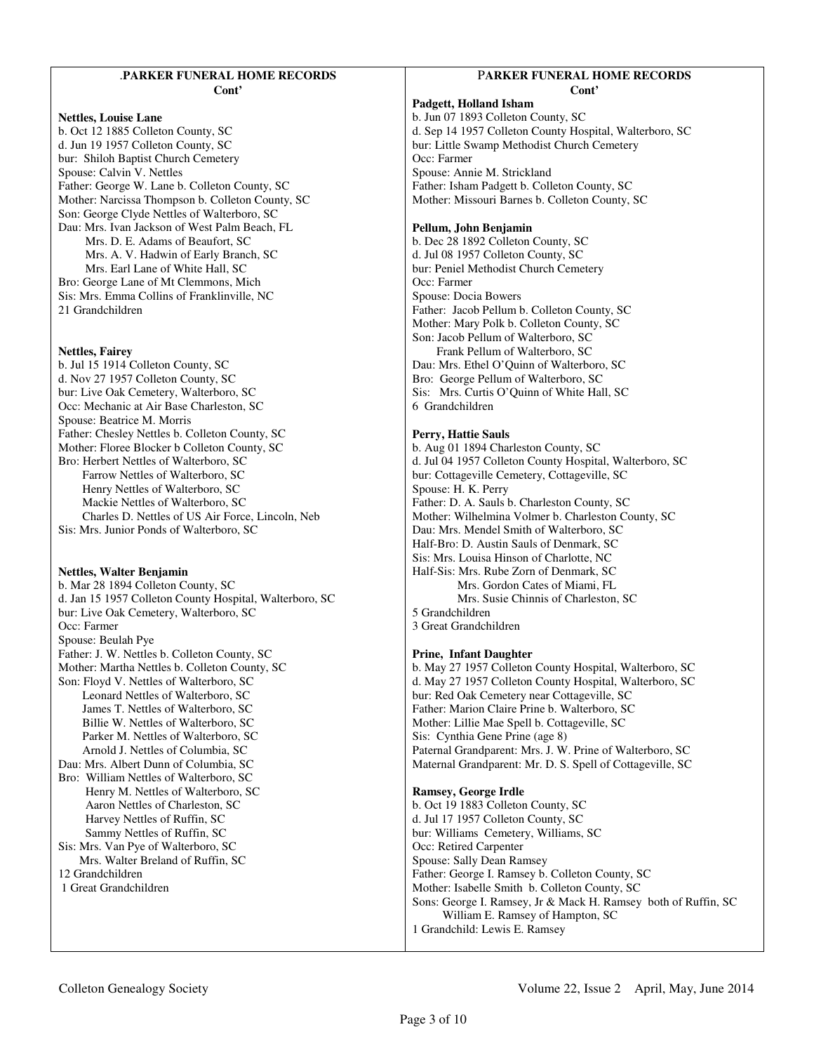## PARKER FUNERAL HOME RECORDS
**Cont'**

**Nettles, Louise Lane**
b. Oct 12 1885 Colleton County, SC
d. Jun 19 1957 Colleton County, SC
bur: Shiloh Baptist Church Cemetery
Spouse: Calvin V. Nettles
Father: George W. Lane b. Colleton County, SC
Mother: Narcissa Thompson b. Colleton County, SC
Son: George Clyde Nettles of Walterboro, SC
Dau: Mrs. Ivan Jackson of West Palm Beach, FL
Mrs. D. E. Adams of Beaufort, SC
Mrs. A. V. Hadwin of Early Branch, SC
Mrs. Earl Lane of White Hall, SC
Bro: George Lane of Mt Clemmons, Mich
Sis: Mrs. Emma Collins of Franklinville, NC
21 Grandchildren

**Nettles, Fairey**
b. Jul 15 1914 Colleton County, SC
d. Nov 27 1957 Colleton County, SC
bur: Live Oak Cemetery, Walterboro, SC
Occ: Mechanic at Air Base Charleston, SC
Spouse: Beatrice M. Morris
Father: Chesley Nettles b. Colleton County, SC
Mother: Floree Blocker b Colleton County, SC
Bro: Herbert Nettles of Walterboro, SC
Farrow Nettles of Walterboro, SC
Henry Nettles of Walterboro, SC
Mackie Nettles of Walterboro, SC
Charles D. Nettles of US Air Force, Lincoln, Neb
Sis: Mrs. Junior Ponds of Walterboro, SC

**Nettles, Walter Benjamin**
b. Mar 28 1894 Colleton County, SC
d. Jan 15 1957 Colleton County Hospital, Walterboro, SC
bur: Live Oak Cemetery, Walterboro, SC
Occ: Farmer
Spouse: Beulah Pye
Father: J. W. Nettles b. Colleton County, SC
Mother: Martha Nettles b. Colleton County, SC
Son: Floyd V. Nettles of Walterboro, SC
Leonard Nettles of Walterboro, SC
James T. Nettles of Walterboro, SC
Billie W. Nettles of Walterboro, SC
Parker M. Nettles of Walterboro, SC
Arnold J. Nettles of Columbia, SC
Dau: Mrs. Albert Dunn of Columbia, SC
Bro: William Nettles of Walterboro, SC
Henry M. Nettles of Walterboro, SC
Aaron Nettles of Charleston, SC
Harvey Nettles of Ruffin, SC
Sammy Nettles of Ruffin, SC
Sis: Mrs. Van Pye of Walterboro, SC
Mrs. Walter Breland of Ruffin, SC
12 Grandchildren
1 Great Grandchildren

## PARKER FUNERAL HOME RECORDS
**Cont'**

**Padgett, Holland Isham**
b. Jun 07 1893 Colleton County, SC
d. Sep 14 1957 Colleton County Hospital, Walterboro, SC
bur: Little Swamp Methodist Church Cemetery
Occ: Farmer
Spouse: Annie M. Strickland
Father: Isham Padgett b. Colleton County, SC
Mother: Missouri Barnes b. Colleton County, SC

**Pellum, John Benjamin**
b. Dec 28 1892 Colleton County, SC
d. Jul 08 1957 Colleton County, SC
bur: Peniel Methodist Church Cemetery
Occ: Farmer
Spouse: Docia Bowers
Father: Jacob Pellum b. Colleton County, SC
Mother: Mary Polk b. Colleton County, SC
Son: Jacob Pellum of Walterboro, SC
Frank Pellum of Walterboro, SC
Dau: Mrs. Ethel O'Quinn of Walterboro, SC
Bro: George Pellum of Walterboro, SC
Sis: Mrs. Curtis O'Quinn of White Hall, SC
6 Grandchildren

**Perry, Hattie Sauls**
b. Aug 01 1894 Charleston County, SC
d. Jul 04 1957 Colleton County Hospital, Walterboro, SC
bur: Cottageville Cemetery, Cottageville, SC
Spouse: H. K. Perry
Father: D. A. Sauls b. Charleston County, SC
Mother: Wilhelmina Volmer b. Charleston County, SC
Dau: Mrs. Mendel Smith of Walterboro, SC
Half-Bro: D. Austin Sauls of Denmark, SC
Sis: Mrs. Louisa Hinson of Charlotte, NC
Half-Sis: Mrs. Rube Zorn of Denmark, SC
Mrs. Gordon Cates of Miami, FL
Mrs. Susie Chinnis of Charleston, SC
5 Grandchildren
3 Great Grandchildren

**Prine, Infant Daughter**
b. May 27 1957 Colleton County Hospital, Walterboro, SC
d. May 27 1957 Colleton County Hospital, Walterboro, SC
bur: Red Oak Cemetery near Cottageville, SC
Father: Marion Claire Prine b. Walterboro, SC
Mother: Lillie Mae Spell b. Cottageville, SC
Sis: Cynthia Gene Prine (age 8)
Paternal Grandparent: Mrs. J. W. Prine of Walterboro, SC
Maternal Grandparent: Mr. D. S. Spell of Cottageville, SC

**Ramsey, George Irdle**
b. Oct 19 1883 Colleton County, SC
d. Jul 17 1957 Colleton County, SC
bur: Williams Cemetery, Williams, SC
Occ: Retired Carpenter
Spouse: Sally Dean Ramsey
Father: George I. Ramsey b. Colleton County, SC
Mother: Isabelle Smith b. Colleton County, SC
Sons: George I. Ramsey, Jr & Mack H. Ramsey both of Ruffin, SC
William E. Ramsey of Hampton, SC
1 Grandchild: Lewis E. Ramsey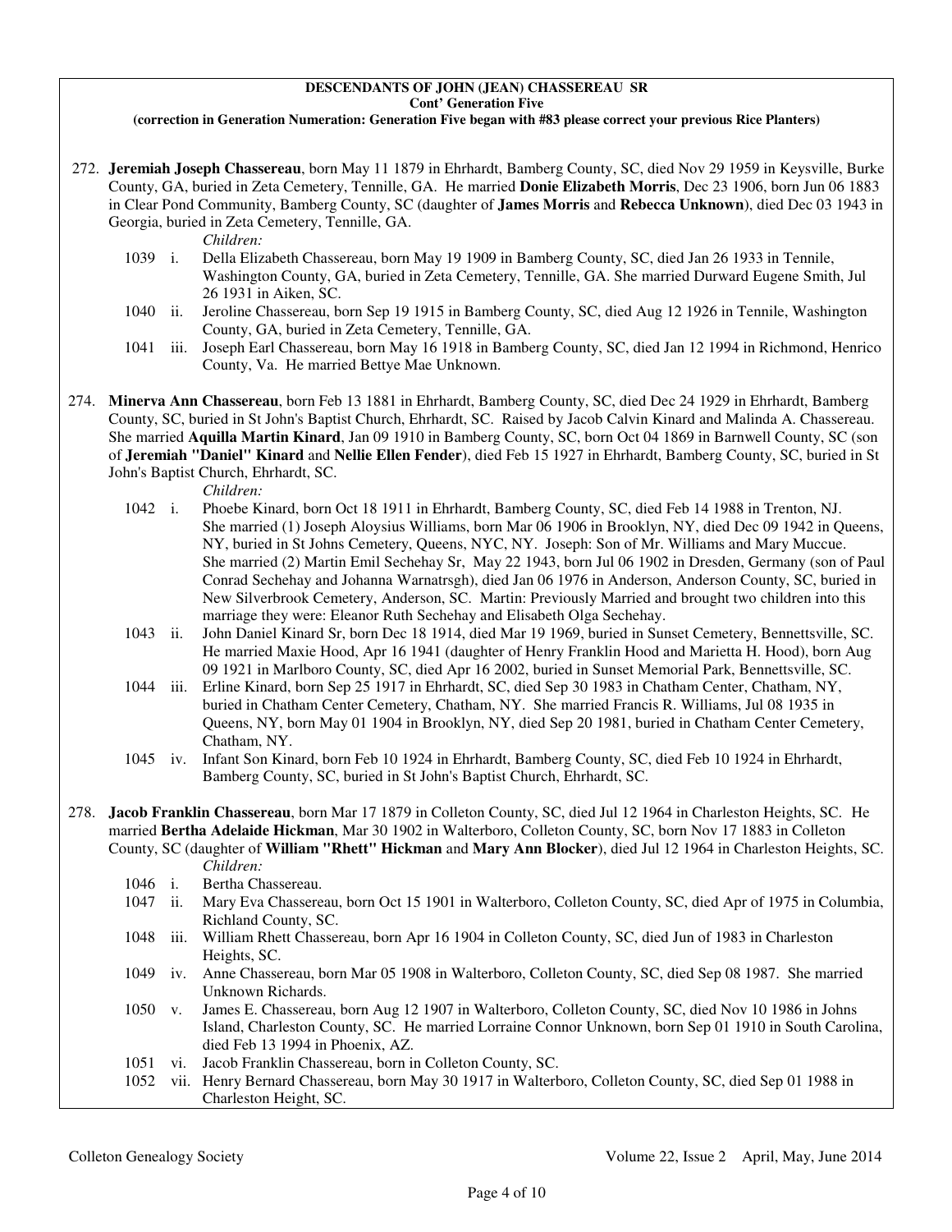**DESCENDANTS OF JOHN (JEAN) CHASSEREAU SR**
**Cont' Generation Five**
**(correction in Generation Numeration: Generation Five began with #83 please correct your previous Rice Planters)**

272. **Jeremiah Joseph Chassereau**, born May 11 1879 in Ehrhardt, Bamberg County, SC, died Nov 29 1959 in Keysville, Burke County, GA, buried in Zeta Cemetery, Tennille, GA. He married **Donie Elizabeth Morris**, Dec 23 1906, born Jun 06 1883 in Clear Pond Community, Bamberg County, SC (daughter of **James Morris** and **Rebecca Unknown**), died Dec 03 1943 in Georgia, buried in Zeta Cemetery, Tennille, GA.

    *Children:*

    1039 i. Della Elizabeth Chassereau, born May 19 1909 in Bamberg County, SC, died Jan 26 1933 in Tennile, Washington County, GA, buried in Zeta Cemetery, Tennille, GA. She married Durward Eugene Smith, Jul 26 1931 in Aiken, SC.

    1040 ii. Jeroline Chassereau, born Sep 19 1915 in Bamberg County, SC, died Aug 12 1926 in Tennile, Washington County, GA, buried in Zeta Cemetery, Tennille, GA.

    1041 iii. Joseph Earl Chassereau, born May 16 1918 in Bamberg County, SC, died Jan 12 1994 in Richmond, Henrico County, Va. He married Bettye Mae Unknown.

274. **Minerva Ann Chassereau**, born Feb 13 1881 in Ehrhardt, Bamberg County, SC, died Dec 24 1929 in Ehrhardt, Bamberg County, SC, buried in St John's Baptist Church, Ehrhardt, SC. Raised by Jacob Calvin Kinard and Malinda A. Chassereau. She married **Aquilla Martin Kinard**, Jan 09 1910 in Bamberg County, SC, born Oct 04 1869 in Barnwell County, SC (son of **Jeremiah "Daniel" Kinard** and **Nellie Ellen Fender**), died Feb 15 1927 in Ehrhardt, Bamberg County, SC, buried in St John's Baptist Church, Ehrhardt, SC.

    *Children:*

    1042 i. Phoebe Kinard, born Oct 18 1911 in Ehrhardt, Bamberg County, SC, died Feb 14 1988 in Trenton, NJ. She married (1) Joseph Aloysius Williams, born Mar 06 1906 in Brooklyn, NY, died Dec 09 1942 in Queens, NY, buried in St Johns Cemetery, Queens, NYC, NY. Joseph: Son of Mr. Williams and Mary Muccue. She married (2) Martin Emil Sechehay Sr, May 22 1943, born Jul 06 1902 in Dresden, Germany (son of Paul Conrad Sechehay and Johanna Warnatrsgh), died Jan 06 1976 in Anderson, Anderson County, SC, buried in New Silverbrook Cemetery, Anderson, SC. Martin: Previously Married and brought two children into this marriage they were: Eleanor Ruth Sechehay and Elisabeth Olga Sechehay.

    1043 ii. John Daniel Kinard Sr, born Dec 18 1914, died Mar 19 1969, buried in Sunset Cemetery, Bennettsville, SC. He married Maxie Hood, Apr 16 1941 (daughter of Henry Franklin Hood and Marietta H. Hood), born Aug 09 1921 in Marlboro County, SC, died Apr 16 2002, buried in Sunset Memorial Park, Bennettsville, SC.

    1044 iii. Erline Kinard, born Sep 25 1917 in Ehrhardt, SC, died Sep 30 1983 in Chatham Center, Chatham, NY, buried in Chatham Center Cemetery, Chatham, NY. She married Francis R. Williams, Jul 08 1935 in Queens, NY, born May 01 1904 in Brooklyn, NY, died Sep 20 1981, buried in Chatham Center Cemetery, Chatham, NY.

    1045 iv. Infant Son Kinard, born Feb 10 1924 in Ehrhardt, Bamberg County, SC, died Feb 10 1924 in Ehrhardt, Bamberg County, SC, buried in St John's Baptist Church, Ehrhardt, SC.

278. **Jacob Franklin Chassereau**, born Mar 17 1879 in Colleton County, SC, died Jul 12 1964 in Charleston Heights, SC. He married **Bertha Adelaide Hickman**, Mar 30 1902 in Walterboro, Colleton County, SC, born Nov 17 1883 in Colleton County, SC (daughter of **William "Rhett" Hickman** and **Mary Ann Blocker**), died Jul 12 1964 in Charleston Heights, SC.

    *Children:*

    1046 i. Bertha Chassereau.

    1047 ii. Mary Eva Chassereau, born Oct 15 1901 in Walterboro, Colleton County, SC, died Apr of 1975 in Columbia, Richland County, SC.

    1048 iii. William Rhett Chassereau, born Apr 16 1904 in Colleton County, SC, died Jun of 1983 in Charleston Heights, SC.

    1049 iv. Anne Chassereau, born Mar 05 1908 in Walterboro, Colleton County, SC, died Sep 08 1987. She married Unknown Richards.

    1050 v. James E. Chassereau, born Aug 12 1907 in Walterboro, Colleton County, SC, died Nov 10 1986 in Johns Island, Charleston County, SC. He married Lorraine Connor Unknown, born Sep 01 1910 in South Carolina, died Feb 13 1994 in Phoenix, AZ.

    1051 vi. Jacob Franklin Chassereau, born in Colleton County, SC.

    1052 vii. Henry Bernard Chassereau, born May 30 1917 in Walterboro, Colleton County, SC, died Sep 01 1988 in Charleston Height, SC.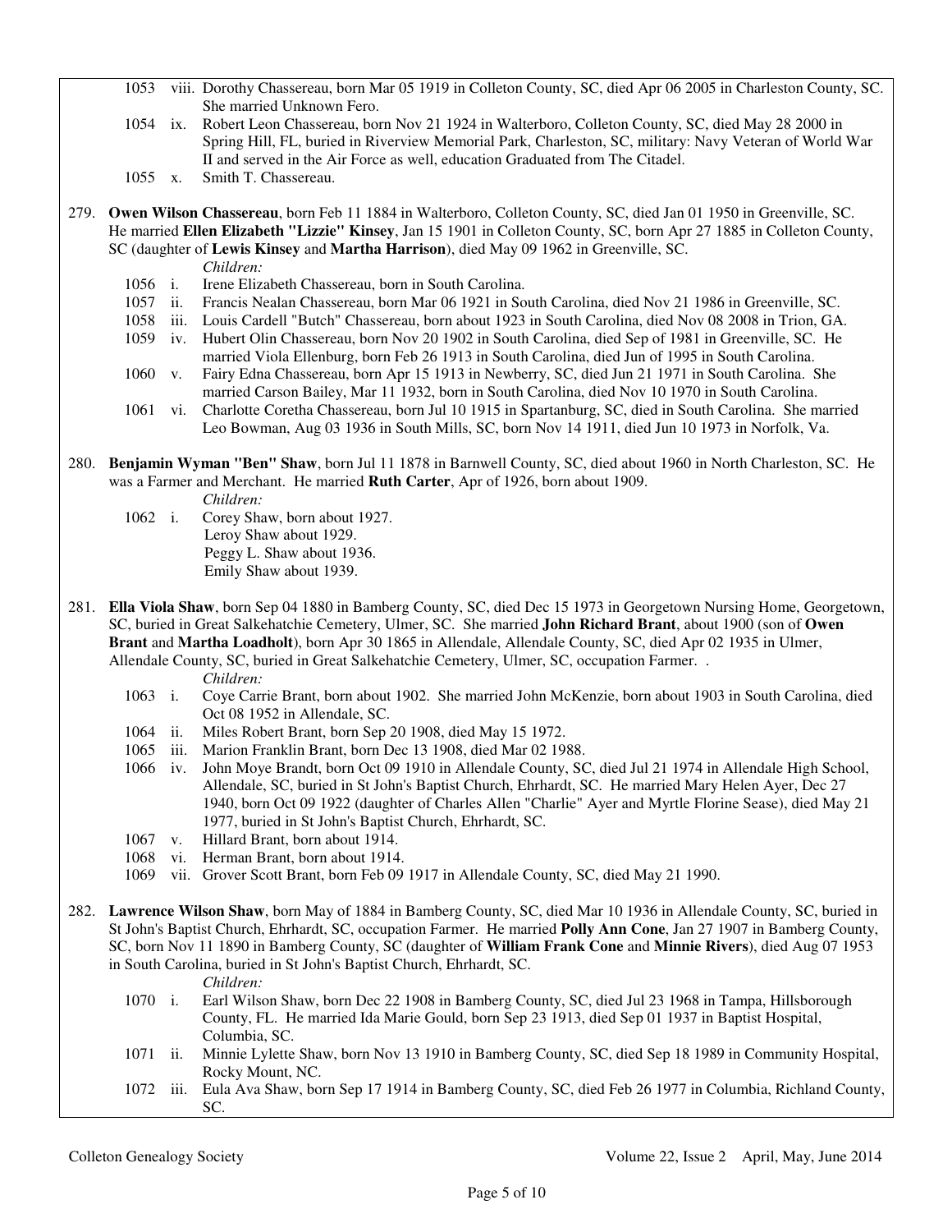1053 viii. Dorothy Chassereau, born Mar 05 1919 in Colleton County, SC, died Apr 06 2005 in Charleston County, SC. She married Unknown Fero.

1054 ix. Robert Leon Chassereau, born Nov 21 1924 in Walterboro, Colleton County, SC, died May 28 2000 in Spring Hill, FL, buried in Riverview Memorial Park, Charleston, SC, military: Navy Veteran of World War II and served in the Air Force as well, education Graduated from The Citadel.

1055 x. Smith T. Chassereau.

279\. **Owen Wilson Chassereau**, born Feb 11 1884 in Walterboro, Colleton County, SC, died Jan 01 1950 in Greenville, SC. He married **Ellen Elizabeth "Lizzie" Kinsey**, Jan 15 1901 in Colleton County, SC, born Apr 27 1885 in Colleton County, SC (daughter of **Lewis Kinsey** and **Martha Harrison**), died May 09 1962 in Greenville, SC.

*Children:*

1056 i. Irene Elizabeth Chassereau, born in South Carolina.

1057 ii. Francis Nealan Chassereau, born Mar 06 1921 in South Carolina, died Nov 21 1986 in Greenville, SC.

1058 iii. Louis Cardell "Butch" Chassereau, born about 1923 in South Carolina, died Nov 08 2008 in Trion, GA.

1059 iv. Hubert Olin Chassereau, born Nov 20 1902 in South Carolina, died Sep of 1981 in Greenville, SC. He married Viola Ellenburg, born Feb 26 1913 in South Carolina, died Jun of 1995 in South Carolina.

1060 v. Fairy Edna Chassereau, born Apr 15 1913 in Newberry, SC, died Jun 21 1971 in South Carolina. She married Carson Bailey, Mar 11 1932, born in South Carolina, died Nov 10 1970 in South Carolina.

1061 vi. Charlotte Coretha Chassereau, born Jul 10 1915 in Spartanburg, SC, died in South Carolina. She married Leo Bowman, Aug 03 1936 in South Mills, SC, born Nov 14 1911, died Jun 10 1973 in Norfolk, Va.

280\. **Benjamin Wyman "Ben" Shaw**, born Jul 11 1878 in Barnwell County, SC, died about 1960 in North Charleston, SC. He was a Farmer and Merchant. He married **Ruth Carter**, Apr of 1926, born about 1909.

*Children:*

1062 i. Corey Shaw, born about 1927.
Leroy Shaw about 1929.
Peggy L. Shaw about 1936.
Emily Shaw about 1939.

281\. **Ella Viola Shaw**, born Sep 04 1880 in Bamberg County, SC, died Dec 15 1973 in Georgetown Nursing Home, Georgetown, SC, buried in Great Salkehatchie Cemetery, Ulmer, SC. She married **John Richard Brant**, about 1900 (son of **Owen Brant** and **Martha Loadholt**), born Apr 30 1865 in Allendale, Allendale County, SC, died Apr 02 1935 in Ulmer, Allendale County, SC, buried in Great Salkehatchie Cemetery, Ulmer, SC, occupation Farmer. .

*Children:*

1063 i. Coye Carrie Brant, born about 1902. She married John McKenzie, born about 1903 in South Carolina, died Oct 08 1952 in Allendale, SC.

1064 ii. Miles Robert Brant, born Sep 20 1908, died May 15 1972.

1065 iii. Marion Franklin Brant, born Dec 13 1908, died Mar 02 1988.

1066 iv. John Moye Brandt, born Oct 09 1910 in Allendale County, SC, died Jul 21 1974 in Allendale High School, Allendale, SC, buried in St John's Baptist Church, Ehrhardt, SC. He married Mary Helen Ayer, Dec 27 1940, born Oct 09 1922 (daughter of Charles Allen "Charlie" Ayer and Myrtle Florine Sease), died May 21 1977, buried in St John's Baptist Church, Ehrhardt, SC.

1067 v. Hillard Brant, born about 1914.

1068 vi. Herman Brant, born about 1914.

1069 vii. Grover Scott Brant, born Feb 09 1917 in Allendale County, SC, died May 21 1990.

282\. **Lawrence Wilson Shaw**, born May of 1884 in Bamberg County, SC, died Mar 10 1936 in Allendale County, SC, buried in St John's Baptist Church, Ehrhardt, SC, occupation Farmer. He married **Polly Ann Cone**, Jan 27 1907 in Bamberg County, SC, born Nov 11 1890 in Bamberg County, SC (daughter of **William Frank Cone** and **Minnie Rivers**), died Aug 07 1953 in South Carolina, buried in St John's Baptist Church, Ehrhardt, SC.

*Children:*

1070 i. Earl Wilson Shaw, born Dec 22 1908 in Bamberg County, SC, died Jul 23 1968 in Tampa, Hillsborough County, FL. He married Ida Marie Gould, born Sep 23 1913, died Sep 01 1937 in Baptist Hospital, Columbia, SC.

1071 ii. Minnie Lylette Shaw, born Nov 13 1910 in Bamberg County, SC, died Sep 18 1989 in Community Hospital, Rocky Mount, NC.

1072 iii. Eula Ava Shaw, born Sep 17 1914 in Bamberg County, SC, died Feb 26 1977 in Columbia, Richland County, SC.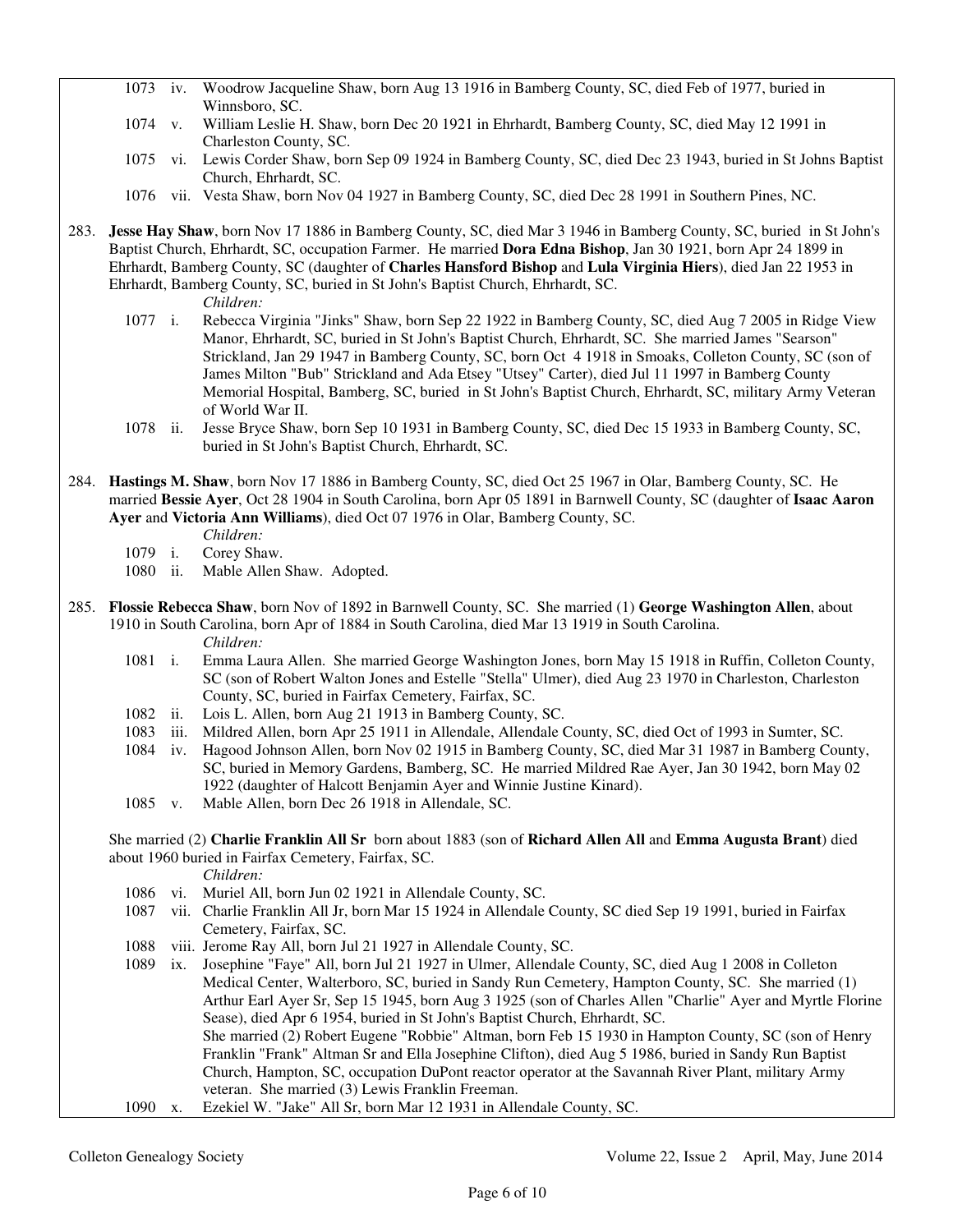1073 iv. Woodrow Jacqueline Shaw, born Aug 13 1916 in Bamberg County, SC, died Feb of 1977, buried in Winnsboro, SC.

1074 v. William Leslie H. Shaw, born Dec 20 1921 in Ehrhardt, Bamberg County, SC, died May 12 1991 in Charleston County, SC.

1075 vi. Lewis Corder Shaw, born Sep 09 1924 in Bamberg County, SC, died Dec 23 1943, buried in St Johns Baptist Church, Ehrhardt, SC.

1076 vii. Vesta Shaw, born Nov 04 1927 in Bamberg County, SC, died Dec 28 1991 in Southern Pines, NC.

283. **Jesse Hay Shaw**, born Nov 17 1886 in Bamberg County, SC, died Mar 3 1946 in Bamberg County, SC, buried in St John's Baptist Church, Ehrhardt, SC, occupation Farmer. He married **Dora Edna Bishop**, Jan 30 1921, born Apr 24 1899 in Ehrhardt, Bamberg County, SC (daughter of **Charles Hansford Bishop** and **Lula Virginia Hiers**), died Jan 22 1953 in Ehrhardt, Bamberg County, SC, buried in St John's Baptist Church, Ehrhardt, SC.

*Children:*

1077 i. Rebecca Virginia "Jinks" Shaw, born Sep 22 1922 in Bamberg County, SC, died Aug 7 2005 in Ridge View Manor, Ehrhardt, SC, buried in St John's Baptist Church, Ehrhardt, SC. She married James "Searson" Strickland, Jan 29 1947 in Bamberg County, SC, born Oct 4 1918 in Smoaks, Colleton County, SC (son of James Milton "Bub" Strickland and Ada Etsey "Utsey" Carter), died Jul 11 1997 in Bamberg County Memorial Hospital, Bamberg, SC, buried in St John's Baptist Church, Ehrhardt, SC, military Army Veteran of World War II.

1078 ii. Jesse Bryce Shaw, born Sep 10 1931 in Bamberg County, SC, died Dec 15 1933 in Bamberg County, SC, buried in St John's Baptist Church, Ehrhardt, SC.

284. **Hastings M. Shaw**, born Nov 17 1886 in Bamberg County, SC, died Oct 25 1967 in Olar, Bamberg County, SC. He married **Bessie Ayer**, Oct 28 1904 in South Carolina, born Apr 05 1891 in Barnwell County, SC (daughter of **Isaac Aaron Ayer** and **Victoria Ann Williams**), died Oct 07 1976 in Olar, Bamberg County, SC.

*Children:*

1079 i. Corey Shaw.

1080 ii. Mable Allen Shaw. Adopted.

285. **Flossie Rebecca Shaw**, born Nov of 1892 in Barnwell County, SC. She married (1) **George Washington Allen**, about 1910 in South Carolina, born Apr of 1884 in South Carolina, died Mar 13 1919 in South Carolina.

*Children:*

1081 i. Emma Laura Allen. She married George Washington Jones, born May 15 1918 in Ruffin, Colleton County, SC (son of Robert Walton Jones and Estelle "Stella" Ulmer), died Aug 23 1970 in Charleston, Charleston County, SC, buried in Fairfax Cemetery, Fairfax, SC.

1082 ii. Lois L. Allen, born Aug 21 1913 in Bamberg County, SC.

1083 iii. Mildred Allen, born Apr 25 1911 in Allendale, Allendale County, SC, died Oct of 1993 in Sumter, SC.

1084 iv. Hagood Johnson Allen, born Nov 02 1915 in Bamberg County, SC, died Mar 31 1987 in Bamberg County, SC, buried in Memory Gardens, Bamberg, SC. He married Mildred Rae Ayer, Jan 30 1942, born May 02 1922 (daughter of Halcott Benjamin Ayer and Winnie Justine Kinard).

1085 v. Mable Allen, born Dec 26 1918 in Allendale, SC.

She married (2) **Charlie Franklin All Sr** born about 1883 (son of **Richard Allen All** and **Emma Augusta Brant**) died about 1960 buried in Fairfax Cemetery, Fairfax, SC.

*Children:*

1086 vi. Muriel All, born Jun 02 1921 in Allendale County, SC.

1087 vii. Charlie Franklin All Jr, born Mar 15 1924 in Allendale County, SC died Sep 19 1991, buried in Fairfax Cemetery, Fairfax, SC.

1088 viii. Jerome Ray All, born Jul 21 1927 in Allendale County, SC.

1089 ix. Josephine "Faye" All, born Jul 21 1927 in Ulmer, Allendale County, SC, died Aug 1 2008 in Colleton Medical Center, Walterboro, SC, buried in Sandy Run Cemetery, Hampton County, SC. She married (1) Arthur Earl Ayer Sr, Sep 15 1945, born Aug 3 1925 (son of Charles Allen "Charlie" Ayer and Myrtle Florine Sease), died Apr 6 1954, buried in St John's Baptist Church, Ehrhardt, SC.
She married (2) Robert Eugene "Robbie" Altman, born Feb 15 1930 in Hampton County, SC (son of Henry Franklin "Frank" Altman Sr and Ella Josephine Clifton), died Aug 5 1986, buried in Sandy Run Baptist Church, Hampton, SC, occupation DuPont reactor operator at the Savannah River Plant, military Army veteran. She married (3) Lewis Franklin Freeman.

1090 x. Ezekiel W. "Jake" All Sr, born Mar 12 1931 in Allendale County, SC.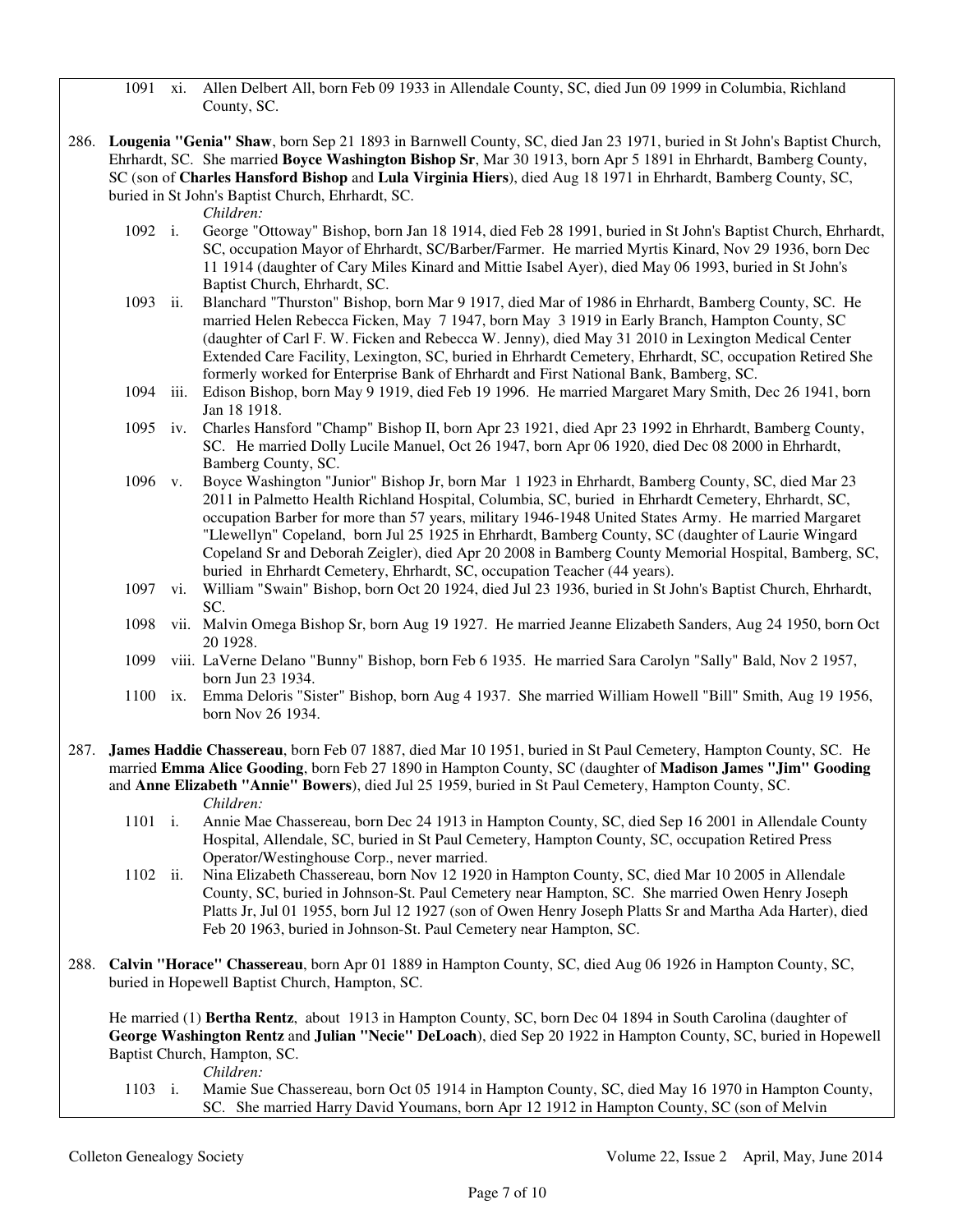1091 xi. Allen Delbert All, born Feb 09 1933 in Allendale County, SC, died Jun 09 1999 in Columbia, Richland County, SC.

286. **Lougenia "Genia" Shaw**, born Sep 21 1893 in Barnwell County, SC, died Jan 23 1971, buried in St John's Baptist Church, Ehrhardt, SC. She married **Boyce Washington Bishop Sr**, Mar 30 1913, born Apr 5 1891 in Ehrhardt, Bamberg County, SC (son of **Charles Hansford Bishop** and **Lula Virginia Hiers**), died Aug 18 1971 in Ehrhardt, Bamberg County, SC, buried in St John's Baptist Church, Ehrhardt, SC.

*Children:*

1092 i. George "Ottoway" Bishop, born Jan 18 1914, died Feb 28 1991, buried in St John's Baptist Church, Ehrhardt, SC, occupation Mayor of Ehrhardt, SC/Barber/Farmer. He married Myrtis Kinard, Nov 29 1936, born Dec 11 1914 (daughter of Cary Miles Kinard and Mittie Isabel Ayer), died May 06 1993, buried in St John's Baptist Church, Ehrhardt, SC.

1093 ii. Blanchard "Thurston" Bishop, born Mar 9 1917, died Mar of 1986 in Ehrhardt, Bamberg County, SC. He married Helen Rebecca Ficken, May 7 1947, born May 3 1919 in Early Branch, Hampton County, SC (daughter of Carl F. W. Ficken and Rebecca W. Jenny), died May 31 2010 in Lexington Medical Center Extended Care Facility, Lexington, SC, buried in Ehrhardt Cemetery, Ehrhardt, SC, occupation Retired She formerly worked for Enterprise Bank of Ehrhardt and First National Bank, Bamberg, SC.

1094 iii. Edison Bishop, born May 9 1919, died Feb 19 1996. He married Margaret Mary Smith, Dec 26 1941, born Jan 18 1918.

1095 iv. Charles Hansford "Champ" Bishop II, born Apr 23 1921, died Apr 23 1992 in Ehrhardt, Bamberg County, SC. He married Dolly Lucile Manuel, Oct 26 1947, born Apr 06 1920, died Dec 08 2000 in Ehrhardt, Bamberg County, SC.

1096 v. Boyce Washington "Junior" Bishop Jr, born Mar 1 1923 in Ehrhardt, Bamberg County, SC, died Mar 23 2011 in Palmetto Health Richland Hospital, Columbia, SC, buried in Ehrhardt Cemetery, Ehrhardt, SC, occupation Barber for more than 57 years, military 1946-1948 United States Army. He married Margaret "Llewellyn" Copeland, born Jul 25 1925 in Ehrhardt, Bamberg County, SC (daughter of Laurie Wingard Copeland Sr and Deborah Zeigler), died Apr 20 2008 in Bamberg County Memorial Hospital, Bamberg, SC, buried in Ehrhardt Cemetery, Ehrhardt, SC, occupation Teacher (44 years).

1097 vi. William "Swain" Bishop, born Oct 20 1924, died Jul 23 1936, buried in St John's Baptist Church, Ehrhardt, SC.

1098 vii. Malvin Omega Bishop Sr, born Aug 19 1927. He married Jeanne Elizabeth Sanders, Aug 24 1950, born Oct 20 1928.

1099 viii. LaVerne Delano "Bunny" Bishop, born Feb 6 1935. He married Sara Carolyn "Sally" Bald, Nov 2 1957, born Jun 23 1934.

1100 ix. Emma Deloris "Sister" Bishop, born Aug 4 1937. She married William Howell "Bill" Smith, Aug 19 1956, born Nov 26 1934.

287. **James Haddie Chassereau**, born Feb 07 1887, died Mar 10 1951, buried in St Paul Cemetery, Hampton County, SC. He married **Emma Alice Gooding**, born Feb 27 1890 in Hampton County, SC (daughter of **Madison James "Jim" Gooding** and **Anne Elizabeth "Annie" Bowers**), died Jul 25 1959, buried in St Paul Cemetery, Hampton County, SC.

*Children:*

1101 i. Annie Mae Chassereau, born Dec 24 1913 in Hampton County, SC, died Sep 16 2001 in Allendale County Hospital, Allendale, SC, buried in St Paul Cemetery, Hampton County, SC, occupation Retired Press Operator/Westinghouse Corp., never married.

1102 ii. Nina Elizabeth Chassereau, born Nov 12 1920 in Hampton County, SC, died Mar 10 2005 in Allendale County, SC, buried in Johnson-St. Paul Cemetery near Hampton, SC. She married Owen Henry Joseph Platts Jr, Jul 01 1955, born Jul 12 1927 (son of Owen Henry Joseph Platts Sr and Martha Ada Harter), died Feb 20 1963, buried in Johnson-St. Paul Cemetery near Hampton, SC.

288. **Calvin "Horace" Chassereau**, born Apr 01 1889 in Hampton County, SC, died Aug 06 1926 in Hampton County, SC, buried in Hopewell Baptist Church, Hampton, SC.

He married (1) **Bertha Rentz**, about 1913 in Hampton County, SC, born Dec 04 1894 in South Carolina (daughter of **George Washington Rentz** and **Julian "Necie" DeLoach**), died Sep 20 1922 in Hampton County, SC, buried in Hopewell Baptist Church, Hampton, SC.

*Children:*

1103 i. Mamie Sue Chassereau, born Oct 05 1914 in Hampton County, SC, died May 16 1970 in Hampton County, SC. She married Harry David Youmans, born Apr 12 1912 in Hampton County, SC (son of Melvin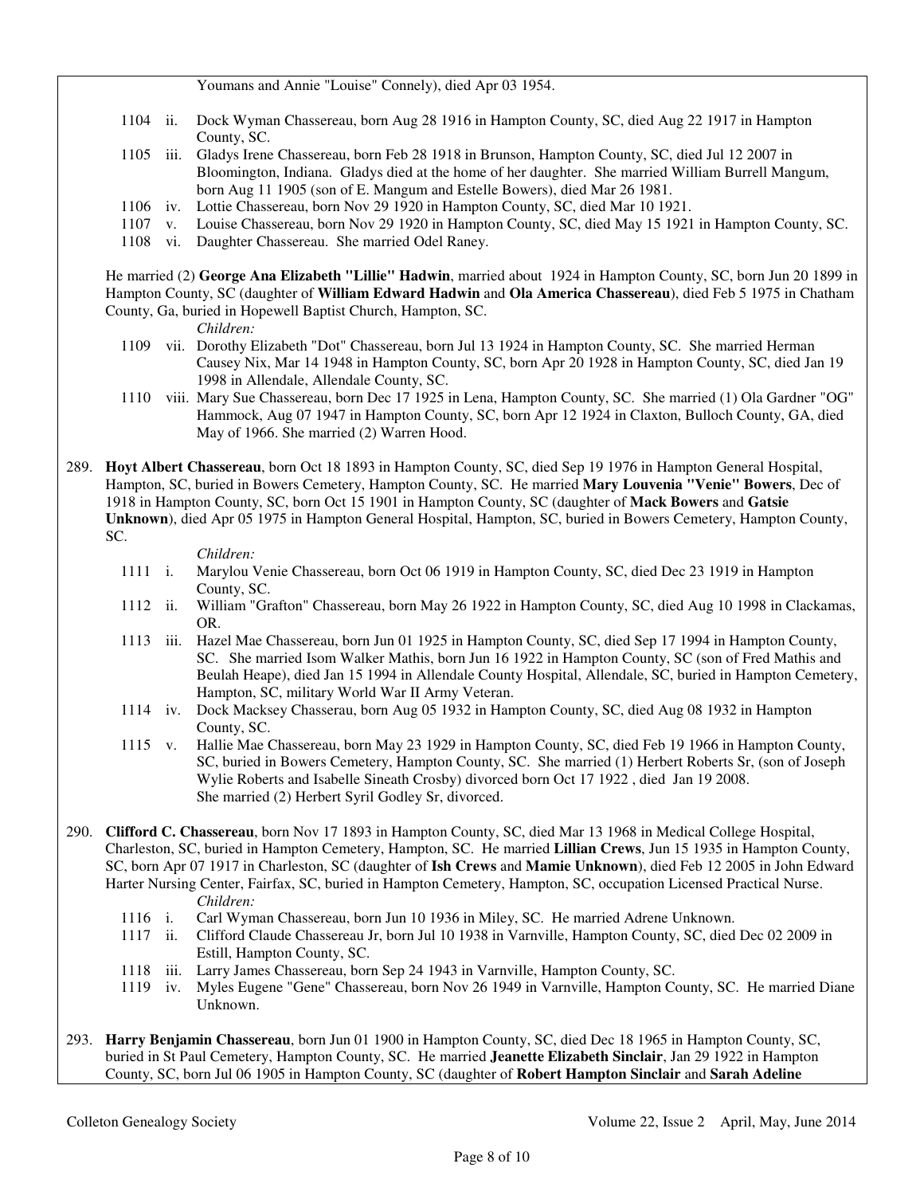Youmans and Annie "Louise" Connely), died Apr 03 1954.

- 1104 ii. Dock Wyman Chassereau, born Aug 28 1916 in Hampton County, SC, died Aug 22 1917 in Hampton County, SC.
- 1105 iii. Gladys Irene Chassereau, born Feb 28 1918 in Brunson, Hampton County, SC, died Jul 12 2007 in Bloomington, Indiana. Gladys died at the home of her daughter. She married William Burrell Mangum, born Aug 11 1905 (son of E. Mangum and Estelle Bowers), died Mar 26 1981.
- 1106 iv. Lottie Chassereau, born Nov 29 1920 in Hampton County, SC, died Mar 10 1921.
- 1107 v. Louise Chassereau, born Nov 29 1920 in Hampton County, SC, died May 15 1921 in Hampton County, SC.
- 1108 vi. Daughter Chassereau. She married Odel Raney.

He married (2) **George Ana Elizabeth "Lillie" Hadwin**, married about 1924 in Hampton County, SC, born Jun 20 1899 in Hampton County, SC (daughter of **William Edward Hadwin** and **Ola America Chassereau**), died Feb 5 1975 in Chatham County, Ga, buried in Hopewell Baptist Church, Hampton, SC.

*Children:*

- 1109 vii. Dorothy Elizabeth "Dot" Chassereau, born Jul 13 1924 in Hampton County, SC. She married Herman Causey Nix, Mar 14 1948 in Hampton County, SC, born Apr 20 1928 in Hampton County, SC, died Jan 19 1998 in Allendale, Allendale County, SC.
- 1110 viii. Mary Sue Chassereau, born Dec 17 1925 in Lena, Hampton County, SC. She married (1) Ola Gardner "OG" Hammock, Aug 07 1947 in Hampton County, SC, born Apr 12 1924 in Claxton, Bulloch County, GA, died May of 1966. She married (2) Warren Hood.

289. **Hoyt Albert Chassereau**, born Oct 18 1893 in Hampton County, SC, died Sep 19 1976 in Hampton General Hospital, Hampton, SC, buried in Bowers Cemetery, Hampton County, SC. He married **Mary Louvenia "Venie" Bowers**, Dec of 1918 in Hampton County, SC, born Oct 15 1901 in Hampton County, SC (daughter of **Mack Bowers** and **Gatsie Unknown**), died Apr 05 1975 in Hampton General Hospital, Hampton, SC, buried in Bowers Cemetery, Hampton County, SC.

*Children:*

- 1111 i. Marylou Venie Chassereau, born Oct 06 1919 in Hampton County, SC, died Dec 23 1919 in Hampton County, SC.
- 1112 ii. William "Grafton" Chassereau, born May 26 1922 in Hampton County, SC, died Aug 10 1998 in Clackamas, OR.
- 1113 iii. Hazel Mae Chassereau, born Jun 01 1925 in Hampton County, SC, died Sep 17 1994 in Hampton County, SC. She married Isom Walker Mathis, born Jun 16 1922 in Hampton County, SC (son of Fred Mathis and Beulah Heape), died Jan 15 1994 in Allendale County Hospital, Allendale, SC, buried in Hampton Cemetery, Hampton, SC, military World War II Army Veteran.
- 1114 iv. Dock Macksey Chasserau, born Aug 05 1932 in Hampton County, SC, died Aug 08 1932 in Hampton County, SC.
- 1115 v. Hallie Mae Chassereau, born May 23 1929 in Hampton County, SC, died Feb 19 1966 in Hampton County, SC, buried in Bowers Cemetery, Hampton County, SC. She married (1) Herbert Roberts Sr, (son of Joseph Wylie Roberts and Isabelle Sineath Crosby) divorced born Oct 17 1922 , died Jan 19 2008. She married (2) Herbert Syril Godley Sr, divorced.

290. **Clifford C. Chassereau**, born Nov 17 1893 in Hampton County, SC, died Mar 13 1968 in Medical College Hospital, Charleston, SC, buried in Hampton Cemetery, Hampton, SC. He married **Lillian Crews**, Jun 15 1935 in Hampton County, SC, born Apr 07 1917 in Charleston, SC (daughter of **Ish Crews** and **Mamie Unknown**), died Feb 12 2005 in John Edward Harter Nursing Center, Fairfax, SC, buried in Hampton Cemetery, Hampton, SC, occupation Licensed Practical Nurse.

*Children:*

- 1116 i. Carl Wyman Chassereau, born Jun 10 1936 in Miley, SC. He married Adrene Unknown.
- 1117 ii. Clifford Claude Chassereau Jr, born Jul 10 1938 in Varnville, Hampton County, SC, died Dec 02 2009 in Estill, Hampton County, SC.
- 1118 iii. Larry James Chassereau, born Sep 24 1943 in Varnville, Hampton County, SC.
- 1119 iv. Myles Eugene "Gene" Chassereau, born Nov 26 1949 in Varnville, Hampton County, SC. He married Diane Unknown.

293. **Harry Benjamin Chassereau**, born Jun 01 1900 in Hampton County, SC, died Dec 18 1965 in Hampton County, SC, buried in St Paul Cemetery, Hampton County, SC. He married **Jeanette Elizabeth Sinclair**, Jan 29 1922 in Hampton County, SC, born Jul 06 1905 in Hampton County, SC (daughter of **Robert Hampton Sinclair** and **Sarah Adeline**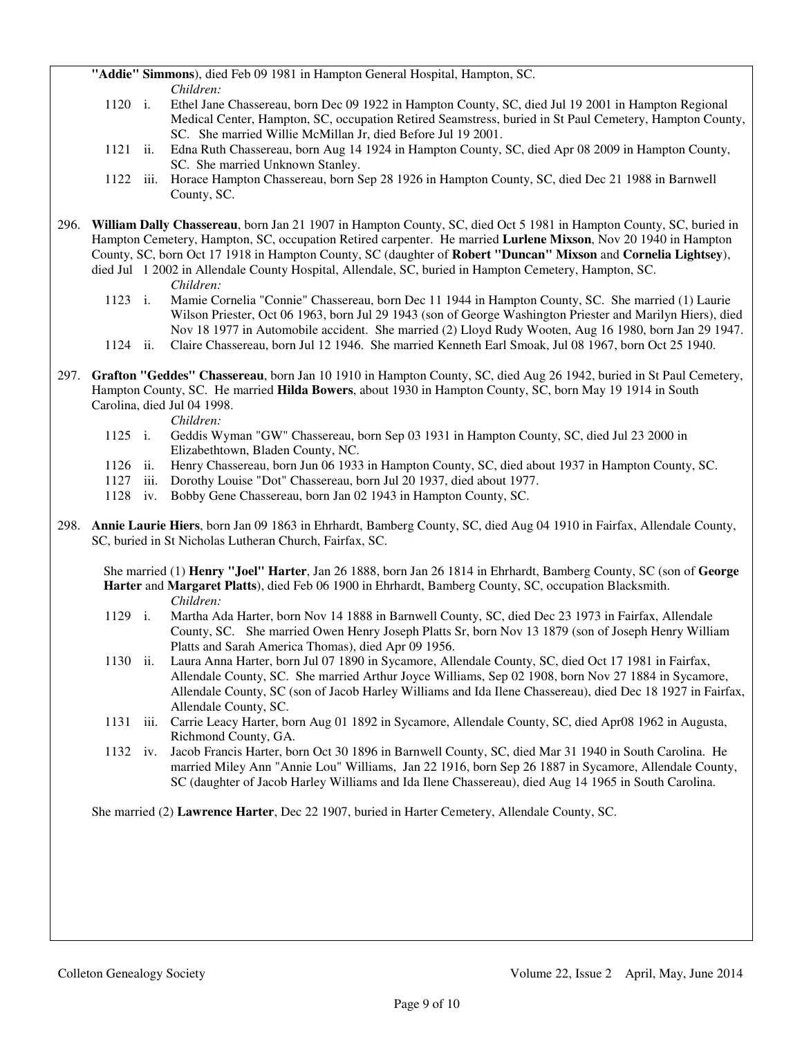**"Addie" Simmons**), died Feb 09 1981 in Hampton General Hospital, Hampton, SC.

*Children:*

- 1120 i. Ethel Jane Chassereau, born Dec 09 1922 in Hampton County, SC, died Jul 19 2001 in Hampton Regional Medical Center, Hampton, SC, occupation Retired Seamstress, buried in St Paul Cemetery, Hampton County, SC. She married Willie McMillan Jr, died Before Jul 19 2001.
- 1121 ii. Edna Ruth Chassereau, born Aug 14 1924 in Hampton County, SC, died Apr 08 2009 in Hampton County, SC. She married Unknown Stanley.
- 1122 iii. Horace Hampton Chassereau, born Sep 28 1926 in Hampton County, SC, died Dec 21 1988 in Barnwell County, SC.

296. **William Dally Chassereau**, born Jan 21 1907 in Hampton County, SC, died Oct 5 1981 in Hampton County, SC, buried in Hampton Cemetery, Hampton, SC, occupation Retired carpenter. He married **Lurlene Mixson**, Nov 20 1940 in Hampton County, SC, born Oct 17 1918 in Hampton County, SC (daughter of **Robert "Duncan" Mixson** and **Cornelia Lightsey**), died Jul 1 2002 in Allendale County Hospital, Allendale, SC, buried in Hampton Cemetery, Hampton, SC.

*Children:*

- 1123 i. Mamie Cornelia "Connie" Chassereau, born Dec 11 1944 in Hampton County, SC. She married (1) Laurie Wilson Priester, Oct 06 1963, born Jul 29 1943 (son of George Washington Priester and Marilyn Hiers), died Nov 18 1977 in Automobile accident. She married (2) Lloyd Rudy Wooten, Aug 16 1980, born Jan 29 1947.
- 1124 ii. Claire Chassereau, born Jul 12 1946. She married Kenneth Earl Smoak, Jul 08 1967, born Oct 25 1940.

297. **Grafton "Geddes" Chassereau**, born Jan 10 1910 in Hampton County, SC, died Aug 26 1942, buried in St Paul Cemetery, Hampton County, SC. He married **Hilda Bowers**, about 1930 in Hampton County, SC, born May 19 1914 in South Carolina, died Jul 04 1998.

*Children:*

- 1125 i. Geddis Wyman "GW" Chassereau, born Sep 03 1931 in Hampton County, SC, died Jul 23 2000 in Elizabethtown, Bladen County, NC.
- 1126 ii. Henry Chassereau, born Jun 06 1933 in Hampton County, SC, died about 1937 in Hampton County, SC.
- 1127 iii. Dorothy Louise "Dot" Chassereau, born Jul 20 1937, died about 1977.
- 1128 iv. Bobby Gene Chassereau, born Jan 02 1943 in Hampton County, SC.

298. **Annie Laurie Hiers**, born Jan 09 1863 in Ehrhardt, Bamberg County, SC, died Aug 04 1910 in Fairfax, Allendale County, SC, buried in St Nicholas Lutheran Church, Fairfax, SC.

She married (1) **Henry "Joel" Harter**, Jan 26 1888, born Jan 26 1814 in Ehrhardt, Bamberg County, SC (son of **George Harter** and **Margaret Platts**), died Feb 06 1900 in Ehrhardt, Bamberg County, SC, occupation Blacksmith.

*Children:*

- 1129 i. Martha Ada Harter, born Nov 14 1888 in Barnwell County, SC, died Dec 23 1973 in Fairfax, Allendale County, SC. She married Owen Henry Joseph Platts Sr, born Nov 13 1879 (son of Joseph Henry William Platts and Sarah America Thomas), died Apr 09 1956.
- 1130 ii. Laura Anna Harter, born Jul 07 1890 in Sycamore, Allendale County, SC, died Oct 17 1981 in Fairfax, Allendale County, SC. She married Arthur Joyce Williams, Sep 02 1908, born Nov 27 1884 in Sycamore, Allendale County, SC (son of Jacob Harley Williams and Ida Ilene Chassereau), died Dec 18 1927 in Fairfax, Allendale County, SC.
- 1131 iii. Carrie Leacy Harter, born Aug 01 1892 in Sycamore, Allendale County, SC, died Apr08 1962 in Augusta, Richmond County, GA.
- 1132 iv. Jacob Francis Harter, born Oct 30 1896 in Barnwell County, SC, died Mar 31 1940 in South Carolina. He married Miley Ann "Annie Lou" Williams, Jan 22 1916, born Sep 26 1887 in Sycamore, Allendale County, SC (daughter of Jacob Harley Williams and Ida Ilene Chassereau), died Aug 14 1965 in South Carolina.

She married (2) **Lawrence Harter**, Dec 22 1907, buried in Harter Cemetery, Allendale County, SC.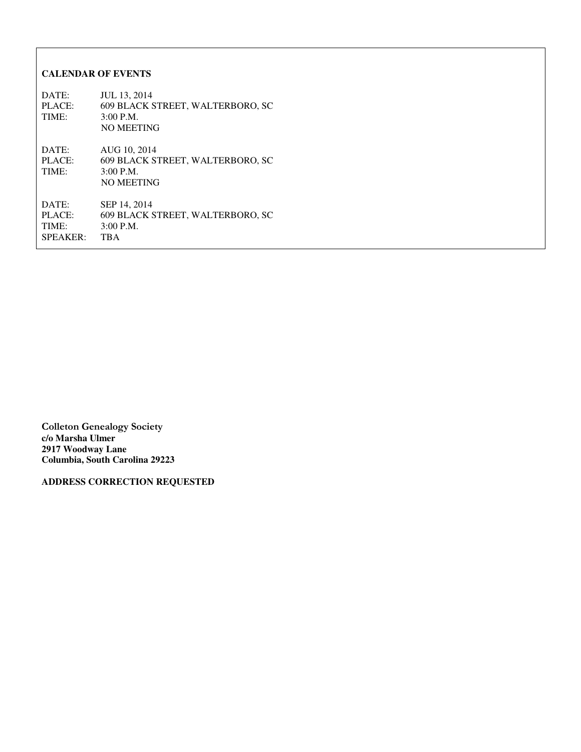**CALENDAR OF EVENTS**

| | |
|---|---|
| DATE: | JUL 13, 2014 |
| PLACE: | 609 BLACK STREET, WALTERBORO, SC |
| TIME: | 3:00 P.M. |
| | NO MEETING |

| | |
|---|---|
| DATE: | AUG 10, 2014 |
| PLACE: | 609 BLACK STREET, WALTERBORO, SC |
| TIME: | 3:00 P.M. |
| | NO MEETING |

| | |
|---|---|
| DATE: | SEP 14, 2014 |
| PLACE: | 609 BLACK STREET, WALTERBORO, SC |
| TIME: | 3:00 P.M. |
| SPEAKER: | TBA |

**Colleton Genealogy Society**
**c/o Marsha Ulmer**
**2917 Woodway Lane**
**Columbia, South Carolina 29223**

**ADDRESS CORRECTION REQUESTED**